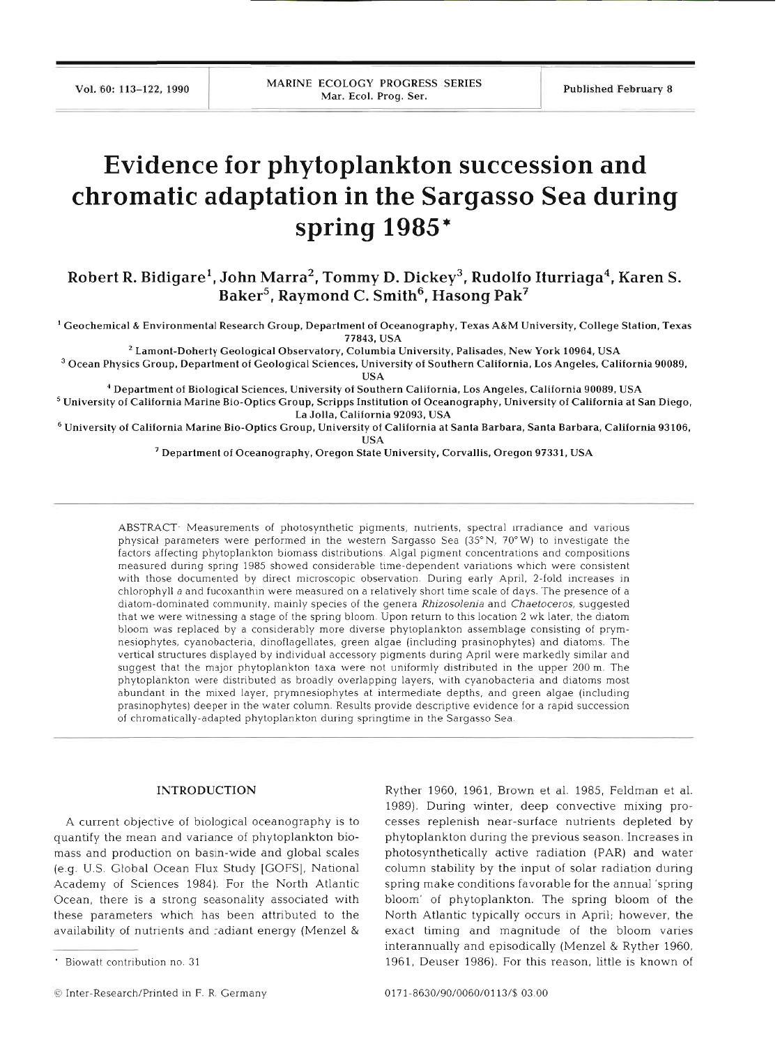# Evidence for phytoplankton succession and chromatic adaptation in the Sargasso Sea during spring 1985*

**Robert R. Bidigare[1], John Marra[2], Tommy D. Dickey[3], Rudolfo Iturriaga[4], Karen S. Baker[5], Raymond C. Smith[6], Hasong Pak[7]**

[1] Geochemical & Environmental Research Group, Department of Oceanography, Texas A&M University, College Station, Texas 77843, USA

[2] Lamont-Doherty Geological Observatory, Columbia University, Palisades, New York 10964, USA

[3] Ocean Physics Group, Department of Geological Sciences, University of Southern California, Los Angeles, California 90089, USA

[4] Department of Biological Sciences, University of Southern California, Los Angeles, California 90089, USA

[5] University of California Marine Bio-Optics Group, Scripps Institution of Oceanography, University of California at San Diego, La Jolla, California 92093, USA

[6] University of California Marine Bio-Optics Group, University of California at Santa Barbara, Santa Barbara, California 93106, USA

[7] Department of Oceanography, Oregon State University, Corvallis, Oregon 97331, USA

ABSTRACT: Measurements of photosynthetic pigments, nutrients, spectral irradiance and various physical parameters were performed in the western Sargasso Sea (35°N, 70°W) to investigate the factors affecting phytoplankton biomass distributions. Algal pigment concentrations and compositions measured during spring 1985 showed considerable time-dependent variations which were consistent with those documented by direct microscopic observation. During early April, 2-fold increases in chlorophyll *a* and fucoxanthin were measured on a relatively short time scale of days. The presence of a diatom-dominated community, mainly species of the genera *Rhizosolenia* and *Chaetoceros*, suggested that we were witnessing a stage of the spring bloom. Upon return to this location 2 wk later, the diatom bloom was replaced by a considerably more diverse phytoplankton assemblage consisting of prymnesiophytes, cyanobacteria, dinoflagellates, green algae (including prasinophytes) and diatoms. The vertical structures displayed by individual accessory pigments during April were markedly similar and suggest that the major phytoplankton taxa were not uniformly distributed in the upper 200 m. The phytoplankton were distributed as broadly overlapping layers, with cyanobacteria and diatoms most abundant in the mixed layer, prymnesiophytes at intermediate depths, and green algae (including prasinophytes) deeper in the water column. Results provide descriptive evidence for a rapid succession of chromatically-adapted phytoplankton during springtime in the Sargasso Sea.

## INTRODUCTION

A current objective of biological oceanography is to quantify the mean and variance of phytoplankton biomass and production on basin-wide and global scales (e.g. U.S. Global Ocean Flux Study [GOFS], National Academy of Sciences 1984). For the North Atlantic Ocean, there is a strong seasonality associated with these parameters which has been attributed to the availability of nutrients and radiant energy (Menzel & Ryther 1960, 1961, Brown et al. 1985, Feldman et al. 1989). During winter, deep convective mixing processes replenish near-surface nutrients depleted by phytoplankton during the previous season. Increases in photosynthetically active radiation (PAR) and water column stability by the input of solar radiation during spring make conditions favorable for the annual 'spring bloom' of phytoplankton. The spring bloom of the North Atlantic typically occurs in April; however, the exact timing and magnitude of the bloom varies interannually and episodically (Menzel & Ryther 1960, 1961, Deuser 1986). For this reason, little is known of

* Biowatt contribution no. 31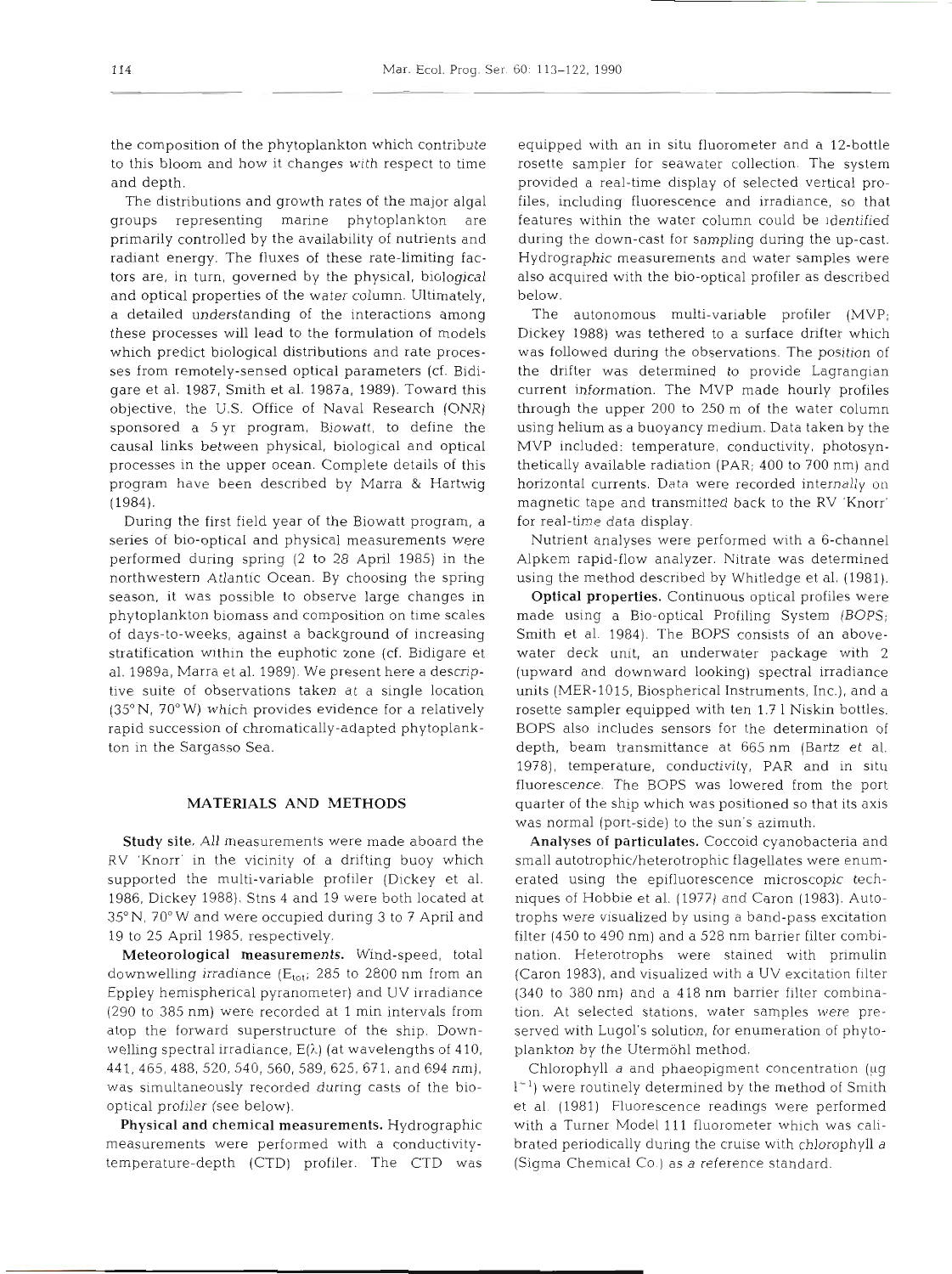the composition of the phytoplankton which contribute to this bloom and how it changes with respect to time and depth.

The distributions and growth rates of the major algal groups representing marine phytoplankton are primarily controlled by the availability of nutrients and radiant energy. The fluxes of these rate-limiting factors are, in turn, governed by the physical, biological and optical properties of the water column. Ultimately, a detailed understanding of the interactions among these processes will lead to the formulation of models which predict biological distributions and rate processes from remotely-sensed optical parameters (cf. Bidigare et al. 1987, Smith et al. 1987a, 1989). Toward this objective, the U.S. Office of Naval Research (ONR) sponsored a 5 yr program, Biowatt, to define the causal links between physical, biological and optical processes in the upper ocean. Complete details of this program have been described by Marra & Hartwig (1984).

During the first field year of the Biowatt program, a series of bio-optical and physical measurements were performed during spring (2 to 28 April 1985) in the northwestern Atlantic Ocean. By choosing the spring season, it was possible to observe large changes in phytoplankton biomass and composition on time scales of days-to-weeks, against a background of increasing stratification within the euphotic zone (cf. Bidigare et al. 1989a, Marra et al. 1989). We present here a descriptive suite of observations taken at a single location (35° N, 70° W) which provides evidence for a relatively rapid succession of chromatically-adapted phytoplankton in the Sargasso Sea.

## MATERIALS AND METHODS

**Study site.** All measurements were made aboard the RV 'Knorr' in the vicinity of a drifting buoy which supported the multi-variable profiler (Dickey et al. 1986, Dickey 1988). Stns 4 and 19 were both located at 35° N, 70° W and were occupied during 3 to 7 April and 19 to 25 April 1985, respectively.

**Meteorological measurements.** Wind-speed, total downwelling irradiance ($E_{tot}$; 285 to 2800 nm from an Eppley hemispherical pyranometer) and UV irradiance (290 to 385 nm) were recorded at 1 min intervals from atop the forward superstructure of the ship. Downwelling spectral irradiance, $E(\lambda)$ (at wavelengths of 410, 441, 465, 488, 520, 540, 560, 589, 625, 671, and 694 nm), was simultaneously recorded during casts of the bio-optical profiler (see below).

**Physical and chemical measurements.** Hydrographic measurements were performed with a conductivity-temperature-depth (CTD) profiler. The CTD was equipped with an in situ fluorometer and a 12-bottle rosette sampler for seawater collection. The system provided a real-time display of selected vertical profiles, including fluorescence and irradiance, so that features within the water column could be identified during the down-cast for sampling during the up-cast. Hydrographic measurements and water samples were also acquired with the bio-optical profiler as described below.

The autonomous multi-variable profiler (MVP; Dickey 1988) was tethered to a surface drifter which was followed during the observations. The position of the drifter was determined to provide Lagrangian current information. The MVP made hourly profiles through the upper 200 to 250 m of the water column using helium as a buoyancy medium. Data taken by the MVP included: temperature, conductivity, photosynthetically available radiation (PAR; 400 to 700 nm) and horizontal currents. Data were recorded internally on magnetic tape and transmitted back to the RV 'Knorr' for real-time data display.

Nutrient analyses were performed with a 6-channel Alpkem rapid-flow analyzer. Nitrate was determined using the method described by Whitledge et al. (1981).

**Optical properties.** Continuous optical profiles were made using a Bio-optical Profiling System (BOPS; Smith et al. 1984). The BOPS consists of an above-water deck unit, an underwater package with 2 (upward and downward looking) spectral irradiance units (MER-1015, Biospherical Instruments, Inc.), and a rosette sampler equipped with ten 1.7 l Niskin bottles. BOPS also includes sensors for the determination of depth, beam transmittance at 665 nm (Bartz et al. 1978), temperature, conductivity, PAR and in situ fluorescence. The BOPS was lowered from the port quarter of the ship which was positioned so that its axis was normal (port-side) to the sun's azimuth.

**Analyses of particulates.** Coccoid cyanobacteria and small autotrophic/heterotrophic flagellates were enumerated using the epifluorescence microscopic techniques of Hobbie et al. (1977) and Caron (1983). Autotrophs were visualized by using a band-pass excitation filter (450 to 490 nm) and a 528 nm barrier filter combination. Heterotrophs were stained with primulin (Caron 1983), and visualized with a UV excitation filter (340 to 380 nm) and a 418 nm barrier filter combination. At selected stations, water samples were preserved with Lugol's solution, for enumeration of phytoplankton by the Utermöhl method.

Chlorophyll *a* and phaeopigment concentration (µg $l^{-1}$) were routinely determined by the method of Smith et al. (1981). Fluorescence readings were performed with a Turner Model 111 fluorometer which was calibrated periodically during the cruise with chlorophyll *a* (Sigma Chemical Co.) as a reference standard.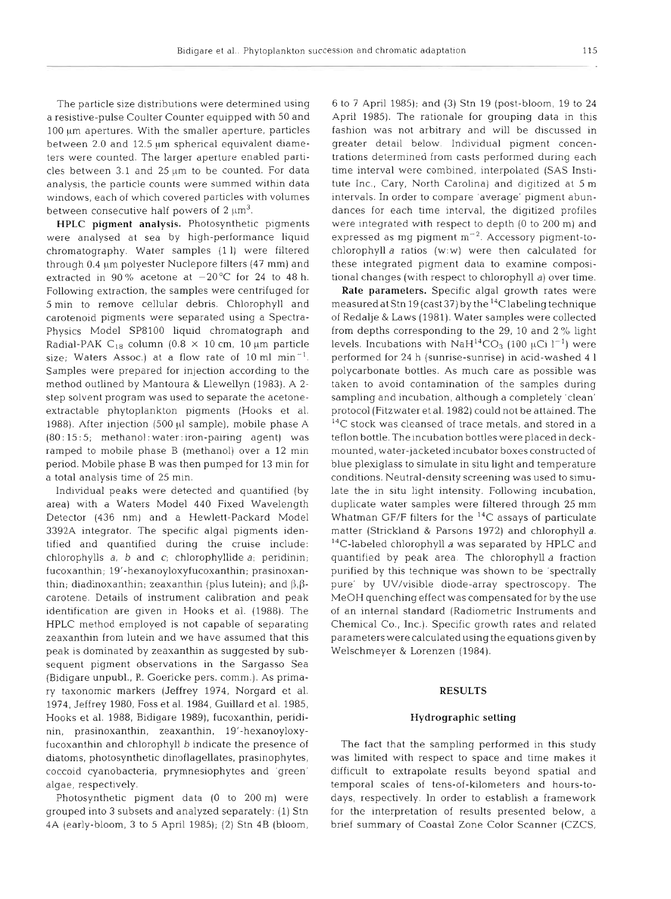The particle size distributions were determined using a resistive-pulse Coulter Counter equipped with 50 and 100 μm apertures. With the smaller aperture, particles between 2.0 and 12.5 μm spherical equivalent diameters were counted. The larger aperture enabled particles between 3.1 and 25 μm to be counted. For data analysis, the particle counts were summed within data windows, each of which covered particles with volumes between consecutive half powers of 2 $\mu m^3$.

**HPLC pigment analysis.** Photosynthetic pigments were analysed at sea by high-performance liquid chromatography. Water samples (1 l) were filtered through 0.4 μm polyester Nuclepore filters (47 mm) and extracted in 90% acetone at −20°C for 24 to 48 h. Following extraction, the samples were centrifuged for 5 min to remove cellular debris. Chlorophyll and carotenoid pigments were separated using a Spectra-Physics Model SP8100 liquid chromatograph and Radial-PAK $C_{18}$ column (0.8 × 10 cm, 10 μm particle size; Waters Assoc.) at a flow rate of 10 ml $min^{-1}$. Samples were prepared for injection according to the method outlined by Mantoura & Llewellyn (1983). A 2-step solvent program was used to separate the acetone-extractable phytoplankton pigments (Hooks et al. 1988). After injection (500 μl sample), mobile phase A (80:15:5; methanol:water:iron-pairing agent) was ramped to mobile phase B (methanol) over a 12 min period. Mobile phase B was then pumped for 13 min for a total analysis time of 25 min.

Individual peaks were detected and quantified (by area) with a Waters Model 440 Fixed Wavelength Detector (436 nm) and a Hewlett-Packard Model 3392A integrator. The specific algal pigments identified and quantified during the cruise include: chlorophylls *a*, *b* and *c*; chlorophyllide *a*; peridinin; fucoxanthin; 19'-hexanoyloxyfucoxanthin; prasinoxanthin; diadinoxanthin; zeaxanthin (plus lutein); and β,β-carotene. Details of instrument calibration and peak identification are given in Hooks et al. (1988). The HPLC method employed is not capable of separating zeaxanthin from lutein and we have assumed that this peak is dominated by zeaxanthin as suggested by subsequent pigment observations in the Sargasso Sea (Bidigare unpubl., R. Goericke pers. comm.). As primary taxonomic markers (Jeffrey 1974, Norgard et al. 1974, Jeffrey 1980, Foss et al. 1984, Guillard et al. 1985, Hooks et al. 1988, Bidigare 1989), fucoxanthin, peridinin, prasinoxanthin, zeaxanthin, 19'-hexanoyloxyfucoxanthin and chlorophyll *b* indicate the presence of diatoms, photosynthetic dinoflagellates, prasinophytes, coccoid cyanobacteria, prymnesiophytes and 'green' algae, respectively.

Photosynthetic pigment data (0 to 200 m) were grouped into 3 subsets and analyzed separately: (1) Stn 4A (early-bloom, 3 to 5 April 1985); (2) Stn 4B (bloom, 6 to 7 April 1985); and (3) Stn 19 (post-bloom, 19 to 24 April 1985). The rationale for grouping data in this fashion was not arbitrary and will be discussed in greater detail below. Individual pigment concentrations determined from casts performed during each time interval were combined, interpolated (SAS Institute Inc., Cary, North Carolina) and digitized at 5 m intervals. In order to compare 'average' pigment abundances for each time interval, the digitized profiles were integrated with respect to depth (0 to 200 m) and expressed as mg pigment $m^{-2}$. Accessory pigment-to-chlorophyll *a* ratios (w:w) were then calculated for these integrated pigment data to examine compositional changes (with respect to chlorophyll *a*) over time.

**Rate parameters.** Specific algal growth rates were measured at Stn 19 (cast 37) by the $^{14}C$ labeling technique of Redalje & Laws (1981). Water samples were collected from depths corresponding to the 29, 10 and 2% light levels. Incubations with $NaH^{14}CO_3$ (100 μCi $l^{-1}$) were performed for 24 h (sunrise-sunrise) in acid-washed 4 l polycarbonate bottles. As much care as possible was taken to avoid contamination of the samples during sampling and incubation, although a completely 'clean' protocol (Fitzwater et al. 1982) could not be attained. The $^{14}C$ stock was cleansed of trace metals, and stored in a teflon bottle. The incubation bottles were placed in deck-mounted, water-jacketed incubator boxes constructed of blue plexiglass to simulate in situ light and temperature conditions. Neutral-density screening was used to simulate the in situ light intensity. Following incubation, duplicate water samples were filtered through 25 mm Whatman GF/F filters for the $^{14}C$ assays of particulate matter (Strickland & Parsons 1972) and chlorophyll *a*. $^{14}C$-labeled chlorophyll *a* was separated by HPLC and quantified by peak area. The chlorophyll *a* fraction purified by this technique was shown to be 'spectrally pure' by UV/visible diode-array spectroscopy. The MeOH quenching effect was compensated for by the use of an internal standard (Radiometric Instruments and Chemical Co., Inc.). Specific growth rates and related parameters were calculated using the equations given by Welschmeyer & Lorenzen (1984).

## RESULTS

### Hydrographic setting

The fact that the sampling performed in this study was limited with respect to space and time makes it difficult to extrapolate results beyond spatial and temporal scales of tens-of-kilometers and hours-to-days, respectively. In order to establish a framework for the interpretation of results presented below, a brief summary of Coastal Zone Color Scanner (CZCS,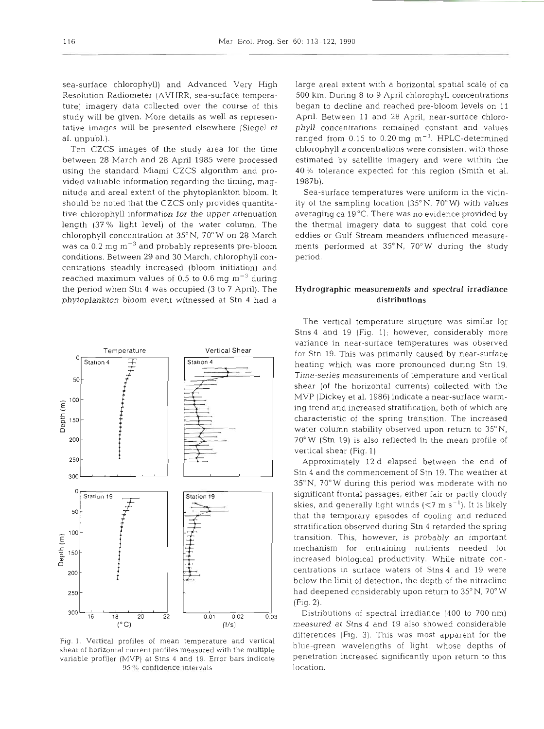sea-surface chlorophyll) and Advanced Very High Resolution Radiometer (AVHRR, sea-surface temperature) imagery data collected over the course of this study will be given. More details as well as representative images will be presented elsewhere (Siegel et al. unpubl.).

Ten CZCS images of the study area for the time between 28 March and 28 April 1985 were processed using the standard Miami CZCS algorithm and provided valuable information regarding the timing, magnitude and areal extent of the phytoplankton bloom. It should be noted that the CZCS only provides quantitative chlorophyll information for the upper attenuation length (37 % light level) of the water column. The chlorophyll concentration at 35° N, 70° W on 28 March was ca 0.2 mg m$^{-3}$ and probably represents pre-bloom conditions. Between 29 and 30 March, chlorophyll concentrations steadily increased (bloom initiation) and reached maximum values of 0.5 to 0.6 mg m$^{-3}$ during the period when Stn 4 was occupied (3 to 7 April). The phytoplankton bloom event witnessed at Stn 4 had a large areal extent with a horizontal spatial scale of ca 500 km. During 8 to 9 April chlorophyll concentrations began to decline and reached pre-bloom levels on 11 April. Between 11 and 28 April, near-surface chlorophyll concentrations remained constant and values ranged from 0.15 to 0.20 mg m$^{-3}$. HPLC-determined chlorophyll *a* concentrations were consistent with those estimated by satellite imagery and were within the 40 % tolerance expected for this region (Smith et al. 1987b).

Sea-surface temperatures were uniform in the vicinity of the sampling location (35° N, 70° W) with values averaging ca 19 °C. There was no evidence provided by the thermal imagery data to suggest that cold core eddies or Gulf Stream meanders influenced measurements performed at 35° N, 70° W during the study period.

Fig. 1. Vertical profiles of mean temperature and vertical shear of horizontal current profiles measured with the multiple variable profiler (MVP) at Stns 4 and 19. Error bars indicate 95 % confidence intervals

## Hydrographic measurements and spectral irradiance distributions

The vertical temperature structure was similar for Stns 4 and 19 (Fig. 1); however, considerably more variance in near-surface temperatures was observed for Stn 19. This was primarily caused by near-surface heating which was more pronounced during Stn 19. Time-series measurements of temperature and vertical shear (of the horizontal currents) collected with the MVP (Dickey et al. 1986) indicate a near-surface warming trend and increased stratification, both of which are characteristic of the spring transition. The increased water column stability observed upon return to 35° N, 70° W (Stn 19) is also reflected in the mean profile of vertical shear (Fig. 1).

Approximately 12 d elapsed between the end of Stn 4 and the commencement of Stn 19. The weather at 35° N, 70° W during this period was moderate with no significant frontal passages, either fair or partly cloudy skies, and generally light winds (<7 m s$^{-1}$). It is likely that the temporary episodes of cooling and reduced stratification observed during Stn 4 retarded the spring transition. This, however, is probably an important mechanism for entraining nutrients needed for increased biological productivity. While nitrate concentrations in surface waters of Stns 4 and 19 were below the limit of detection, the depth of the nitracline had deepened considerably upon return to 35° N, 70° W (Fig. 2).

Distributions of spectral irradiance (400 to 700 nm) measured at Stns 4 and 19 also showed considerable differences (Fig. 3). This was most apparent for the blue-green wavelengths of light, whose depths of penetration increased significantly upon return to this location.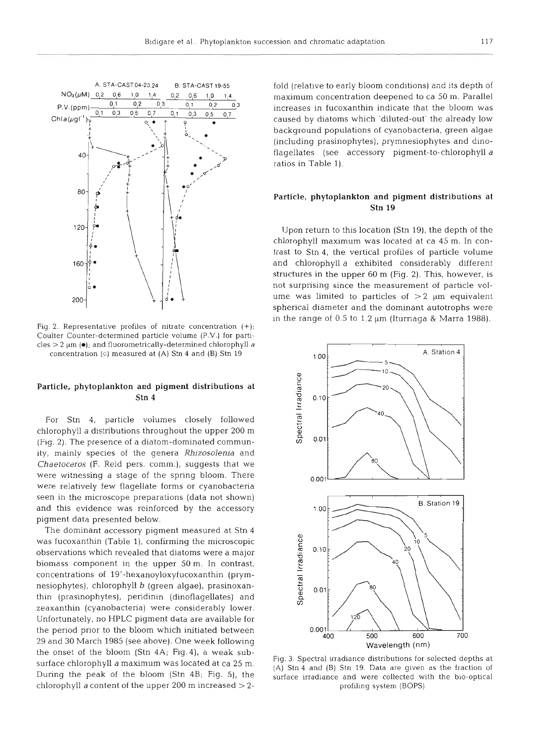Fig. 2. Representative profiles of nitrate concentration (+); Coulter Counter-determined particle volume (P.V.) for particles > 2 µm (•); and fluorometrically-determined chlorophyll *a* concentration (○) measured at (A) Stn 4 and (B) Stn 19

## Particle, phytoplankton and pigment distributions at Stn 4

For Stn 4, particle volumes closely followed chlorophyll *a* distributions throughout the upper 200 m (Fig. 2). The presence of a diatom-dominated community, mainly species of the genera *Rhizosolenia* and *Chaetoceros* (F. Reid pers. comm.), suggests that we were witnessing a stage of the spring bloom. There were relatively few flagellate forms or cyanobacteria seen in the microscope preparations (data not shown) and this evidence was reinforced by the accessory pigment data presented below.

The dominant accessory pigment measured at Stn 4 was fucoxanthin (Table 1), confirming the microscopic observations which revealed that diatoms were a major biomass component in the upper 50 m. In contrast, concentrations of 19'-hexanoyloxyfucoxanthin (prymnesiophytes), chlorophyll *b* (green algae), prasinoxanthin (prasinophytes), peridinin (dinoflagellates) and zeaxanthin (cyanobacteria) were considerably lower. Unfortunately, no HPLC pigment data are available for the period prior to the bloom which initiated between 29 and 30 March 1985 (see above). One week following the onset of the bloom (Stn 4A; Fig. 4), a weak subsurface chlorophyll *a* maximum was located at ca 25 m. During the peak of the bloom (Stn 4B; Fig. 5), the chlorophyll *a* content of the upper 200 m increased > 2-fold (relative to early bloom conditions) and its depth of maximum concentration deepened to ca 50 m. Parallel increases in fucoxanthin indicate that the bloom was caused by diatoms which 'diluted-out' the already low background populations of cyanobacteria, green algae (including prasinophytes), prymnesiophytes and dinoflagellates (see accessory pigment-to-chlorophyll *a* ratios in Table 1).

## Particle, phytoplankton and pigment distributions at Stn 19

Upon return to this location (Stn 19), the depth of the chlorophyll maximum was located at ca 45 m. In contrast to Stn 4, the vertical profiles of particle volume and chlorophyll *a* exhibited considerably different structures in the upper 60 m (Fig. 2). This, however, is not surprising since the measurement of particle volume was limited to particles of > 2 µm equivalent spherical diameter and the dominant autotrophs were in the range of 0.5 to 1.2 µm (Iturriaga & Marra 1988).

Fig. 3. Spectral irradiance distributions for selected depths at (A) Stn 4 and (B) Stn 19. Data are given as the fraction of surface irradiance and were collected with the bio-optical profiling system (BOPS)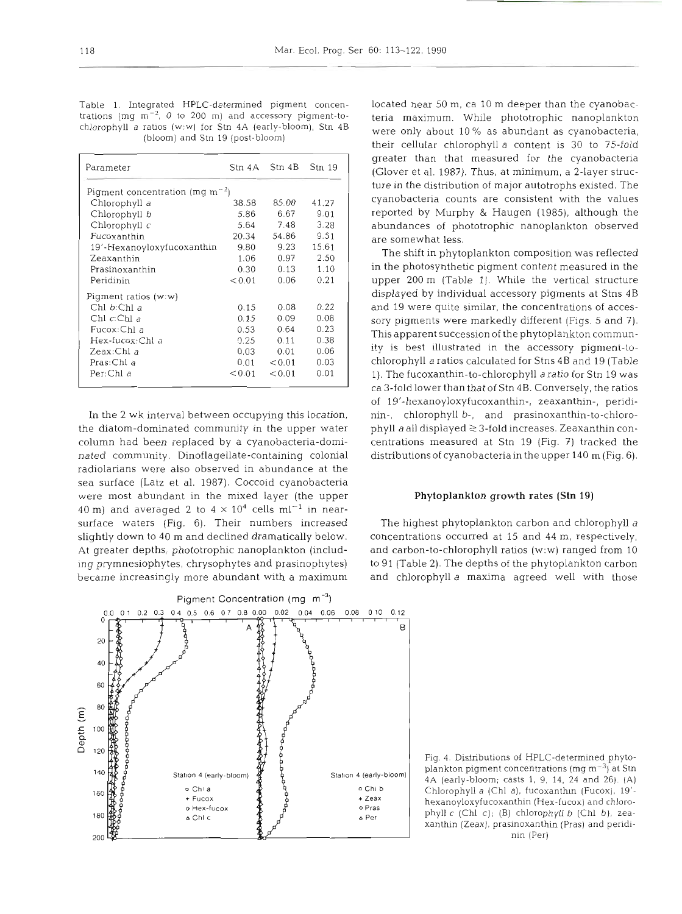Table 1. Integrated HPLC-determined pigment concentrations (mg $m^{-2}$, 0 to 200 m) and accessory pigment-to-chlorophyll *a* ratios (w:w) for Stn 4A (early-bloom), Stn 4B (bloom) and Stn 19 (post-bloom)

| Parameter | Stn 4A | Stn 4B | Stn 19 |
|---|---|---|---|
| Pigment concentration (mg $m^{-2}$) | | | |
| Chlorophyll *a* | 38.58 | 85.00 | 41.27 |
| Chlorophyll *b* | 5.86 | 6.67 | 9.01 |
| Chlorophyll *c* | 5.64 | 7.48 | 3.28 |
| Fucoxanthin | 20.34 | 54.86 | 9.51 |
| 19'-Hexanoyloxyfucoxanthin | 9.80 | 9.23 | 15.61 |
| Zeaxanthin | 1.06 | 0.97 | 2.50 |
| Prasinoxanthin | 0.30 | 0.13 | 1.10 |
| Peridinin | <0.01 | 0.06 | 0.21 |
| Pigment ratios (w:w) | | | |
| Chl *b*:Chl *a* | 0.15 | 0.08 | 0.22 |
| Chl *c*:Chl *a* | 0.15 | 0.09 | 0.08 |
| Fucox:Chl *a* | 0.53 | 0.64 | 0.23 |
| Hex-fucox:Chl *a* | 0.25 | 0.11 | 0.38 |
| Zeax:Chl *a* | 0.03 | 0.01 | 0.06 |
| Pras:Chl *a* | 0.01 | <0.01 | 0.03 |
| Per:Chl *a* | <0.01 | <0.01 | 0.01 |

In the 2 wk interval between occupying this location, the diatom-dominated community in the upper water column had been replaced by a cyanobacteria-dominated community. Dinoflagellate-containing colonial radiolarians were also observed in abundance at the sea surface (Latz et al. 1987). Coccoid cyanobacteria were most abundant in the mixed layer (the upper 40 m) and averaged 2 to 4 $\times$ $10^4$ cells $ml^{-1}$ in near-surface waters (Fig. 6). Their numbers increased slightly down to 40 m and declined dramatically below. At greater depths, phototrophic nanoplankton (including prymnesiophytes, chrysophytes and prasinophytes) became increasingly more abundant with a maximum located near 50 m, ca 10 m deeper than the cyanobacteria maximum. While phototrophic nanoplankton were only about 10% as abundant as cyanobacteria, their cellular chlorophyll *a* content is 30 to 75-fold greater than that measured for the cyanobacteria (Glover et al. 1987). Thus, at minimum, a 2-layer structure in the distribution of major autotrophs existed. The cyanobacteria counts are consistent with the values reported by Murphy & Haugen (1985), although the abundances of phototrophic nanoplankton observed are somewhat less.

The shift in phytoplankton composition was reflected in the photosynthetic pigment content measured in the upper 200 m (Table 1). While the vertical structure displayed by individual accessory pigments at Stns 4B and 19 were quite similar, the concentrations of accessory pigments were markedly different (Figs. 5 and 7). This apparent succession of the phytoplankton community is best illustrated in the accessory pigment-to-chlorophyll *a* ratios calculated for Stns 4B and 19 (Table 1). The fucoxanthin-to-chlorophyll *a* ratio for Stn 19 was ca 3-fold lower than that of Stn 4B. Conversely, the ratios of 19'-hexanoyloxyfucoxanthin-, zeaxanthin-, peridinin-, chlorophyll *b*-, and prasinoxanthin-to-chlorophyll *a* all displayed $\gtrsim$ 3-fold increases. Zeaxanthin concentrations measured at Stn 19 (Fig. 7) tracked the distributions of cyanobacteria in the upper 140 m (Fig. 6).

### Phytoplankton growth rates (Stn 19)

The highest phytoplankton carbon and chlorophyll *a* concentrations occurred at 15 and 44 m, respectively, and carbon-to-chlorophyll ratios (w:w) ranged from 10 to 91 (Table 2). The depths of the phytoplankton carbon and chlorophyll *a* maxima agreed well with those

Fig. 4. Distributions of HPLC-determined phytoplankton pigment concentrations (mg $m^{-3}$) at Stn 4A (early-bloom; casts 1, 9, 14, 24 and 26). (A) Chlorophyll *a* (Chl *a*), fucoxanthin (Fucox), 19'-hexanoyloxyfucoxanthin (Hex-fucox) and chlorophyll *c* (Chl *c*); (B) chlorophyll *b* (Chl *b*), zeaxanthin (Zeax), prasinoxanthin (Pras) and peridinin (Per)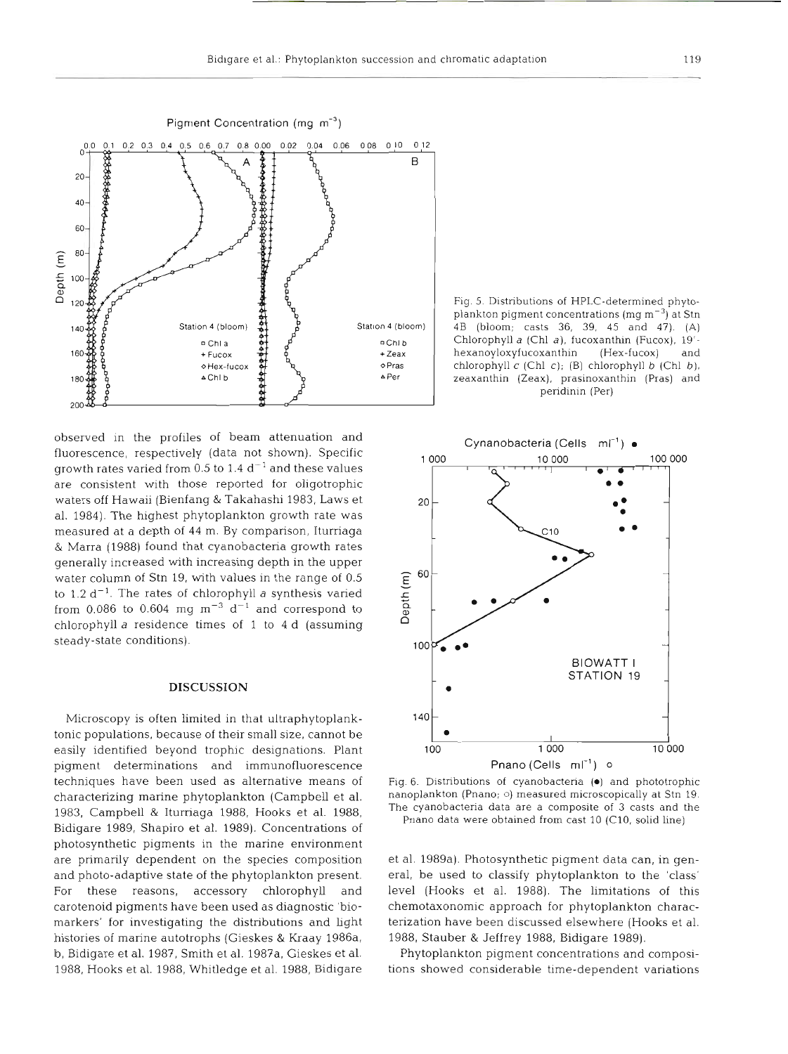Fig. 5. Distributions of HPLC-determined phytoplankton pigment concentrations (mg m$^{-3}$) at Stn 4B (bloom; casts 36, 39, 45 and 47). (A) Chlorophyll *a* (Chl *a*), fucoxanthin (Fucox), 19'-hexanoyloxyfucoxanthin (Hex-fucox) and chlorophyll *c* (Chl *c*); (B) chlorophyll *b* (Chl *b*), zeaxanthin (Zeax), prasinoxanthin (Pras) and peridinin (Per)

observed in the profiles of beam attenuation and fluorescence, respectively (data not shown). Specific growth rates varied from 0.5 to 1.4 d$^{-1}$ and these values are consistent with those reported for oligotrophic waters off Hawaii (Bienfang & Takahashi 1983, Laws et al. 1984). The highest phytoplankton growth rate was measured at a depth of 44 m. By comparison, Iturriaga & Marra (1988) found that cyanobacteria growth rates generally increased with increasing depth in the upper water column of Stn 19, with values in the range of 0.5 to 1.2 d$^{-1}$. The rates of chlorophyll *a* synthesis varied from 0.086 to 0.604 mg m$^{-3}$ d$^{-1}$ and correspond to chlorophyll *a* residence times of 1 to 4 d (assuming steady-state conditions).

## DISCUSSION

Microscopy is often limited in that ultraphytoplanktonic populations, because of their small size, cannot be easily identified beyond trophic designations. Plant pigment determinations and immunofluorescence techniques have been used as alternative means of characterizing marine phytoplankton (Campbell et al. 1983, Campbell & Iturriaga 1988, Hooks et al. 1988, Bidigare 1989, Shapiro et al. 1989). Concentrations of photosynthetic pigments in the marine environment are primarily dependent on the species composition and photo-adaptive state of the phytoplankton present. For these reasons, accessory chlorophyll and carotenoid pigments have been used as diagnostic 'biomarkers' for investigating the distributions and light histories of marine autotrophs (Gieskes & Kraay 1986a, b, Bidigare et al. 1987, Smith et al. 1987a, Gieskes et al. 1988, Hooks et al. 1988, Whitledge et al. 1988, Bidigare et al. 1989a). Photosynthetic pigment data can, in general, be used to classify phytoplankton to the 'class' level (Hooks et al. 1988). The limitations of this chemotaxonomic approach for phytoplankton characterization have been discussed elsewhere (Hooks et al. 1988, Stauber & Jeffrey 1988, Bidigare 1989).

Fig. 6. Distributions of cyanobacteria (●) and phototrophic nanoplankton (Pnano; ○) measured microscopically at Stn 19. The cyanobacteria data are a composite of 3 casts and the Pnano data were obtained from cast 10 (C10, solid line)

Phytoplankton pigment concentrations and compositions showed considerable time-dependent variations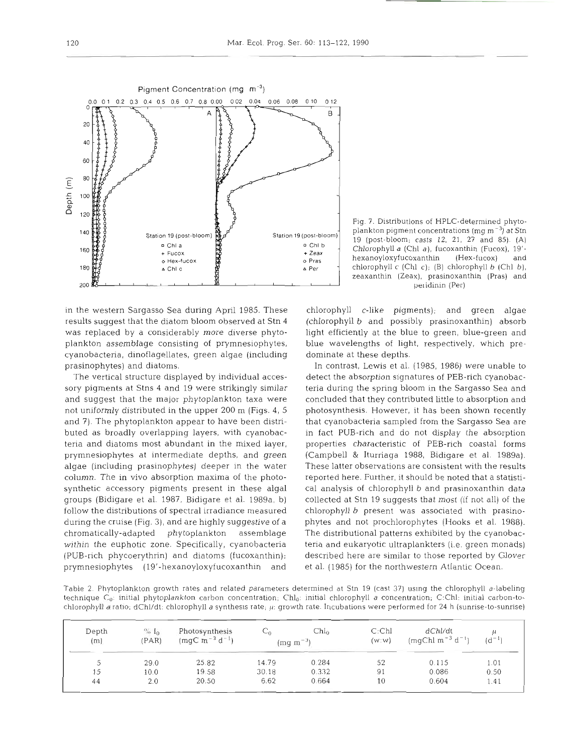Fig. 7. Distributions of HPLC-determined phytoplankton pigment concentrations (mg m$^{-3}$) at Stn 19 (post-bloom; casts 12, 21, 27 and 85). (A) Chlorophyll *a* (Chl *a*), fucoxanthin (Fucox), 19'-hexanoyloxyfucoxanthin (Hex-fucox) and chlorophyll *c* (Chl *c*); (B) chlorophyll *b* (Chl *b*), zeaxanthin (Zeax), prasinoxanthin (Pras) and peridinin (Per)

in the western Sargasso Sea during April 1985. These results suggest that the diatom bloom observed at Stn 4 was replaced by a considerably more diverse phytoplankton assemblage consisting of prymnesiophytes, cyanobacteria, dinoflagellates, green algae (including prasinophytes) and diatoms.

The vertical structure displayed by individual accessory pigments at Stns 4 and 19 were strikingly similar and suggest that the major phytoplankton taxa were not uniformly distributed in the upper 200 m (Figs. 4, 5 and 7). The phytoplankton appear to have been distributed as broadly overlapping layers, with cyanobacteria and diatoms most abundant in the mixed layer, prymnesiophytes at intermediate depths, and green algae (including prasinophytes) deeper in the water column. The in vivo absorption maxima of the photosynthetic accessory pigments present in these algal groups (Bidigare et al. 1987, Bidigare et al. 1989a, b) follow the distributions of spectral irradiance measured during the cruise (Fig. 3), and are highly suggestive of a chromatically-adapted phytoplankton assemblage within the euphotic zone. Specifically, cyanobacteria (PUB-rich phycoerythrin) and diatoms (fucoxanthin); prymnesiophytes (19'-hexanoyloxyfucoxanthin and chlorophyll *c*-like pigments); and green algae (chlorophyll *b* and possibly prasinoxanthin) absorb light efficiently at the blue to green, blue-green and blue wavelengths of light, respectively, which predominate at these depths.

In contrast, Lewis et al. (1985, 1986) were unable to detect the absorption signatures of PEB-rich cyanobacteria during the spring bloom in the Sargasso Sea and concluded that they contributed little to absorption and photosynthesis. However, it has been shown recently that cyanobacteria sampled from the Sargasso Sea are in fact PUB-rich and do not display the absorption properties characteristic of PEB-rich coastal forms (Campbell & Iturriaga 1988, Bidigare et al. 1989a). These latter observations are consistent with the results reported here. Further, it should be noted that a statistical analysis of chlorophyll *b* and prasinoxanthin data collected at Stn 19 suggests that most (if not all) of the chlorophyll *b* present was associated with prasinophytes and not prochlorophytes (Hooks et al. 1988). The distributional patterns exhibited by the cyanobacteria and eukaryotic ultraplankters (i.e. green monads) described here are similar to those reported by Glover et al. (1985) for the northwestern Atlantic Ocean.

Table 2. Phytoplankton growth rates and related parameters determined at Stn 19 (cast 37) using the chlorophyll *a*-labeling technique $C_0$: initial phytoplankton carbon concentration; $Chl_0$: initial chlorophyll *a* concentration; C:Chl: initial carbon-to-chlorophyll *a* ratio; dChl/dt: chlorophyll *a* synthesis rate; $\mu$: growth rate. Incubations were performed for 24 h (sunrise-to-sunrise)

| Depth (m) | % $I_0$ (PAR) | Photosynthesis (mgC m$^{-3}$ d$^{-1}$) | $C_0$ (mg m$^{-3}$) | $Chl_0$ | C:Chl (w:w) | dChl/dt (mgChl m$^{-3}$ d$^{-1}$) | $\mu$ (d$^{-1}$) |
|---|---|---|---|---|---|---|---|
| 5 | 29.0 | 25.82 | 14.79 | 0.284 | 52 | 0.115 | 1.01 |
| 15 | 10.0 | 19.58 | 30.18 | 0.332 | 91 | 0.086 | 0.50 |
| 44 | 2.0 | 20.50 | 6.62 | 0.664 | 10 | 0.604 | 1.41 |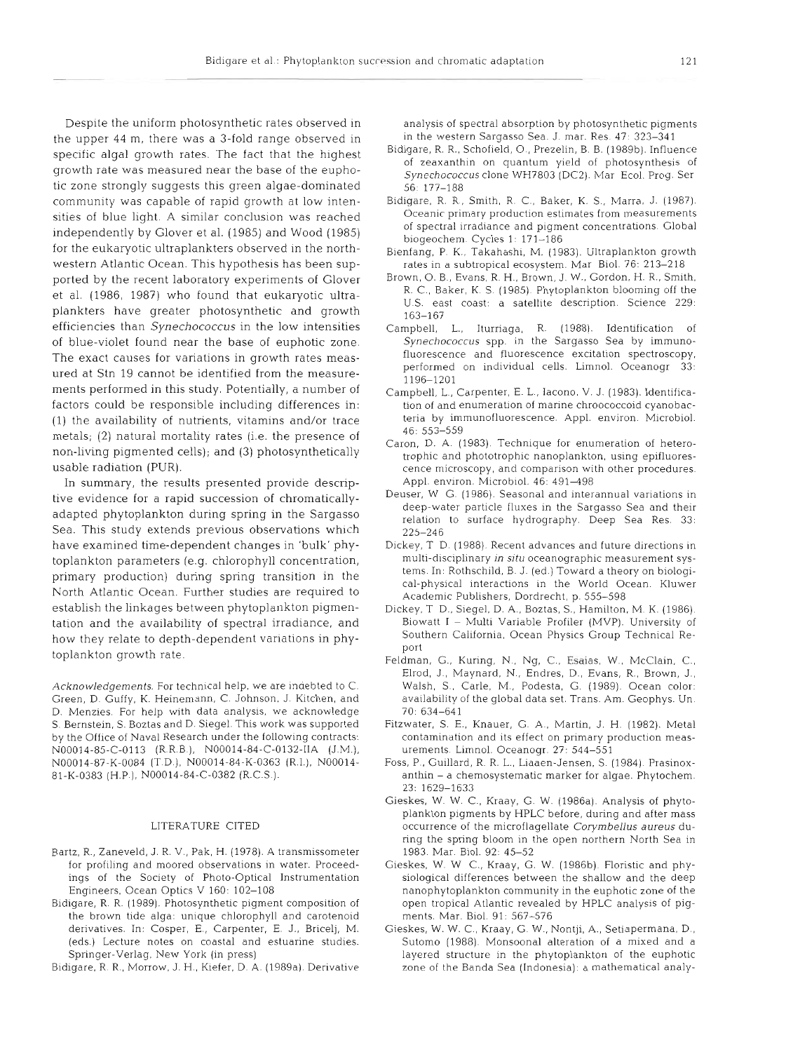Despite the uniform photosynthetic rates observed in the upper 44 m, there was a 3-fold range observed in specific algal growth rates. The fact that the highest growth rate was measured near the base of the euphotic zone strongly suggests this green algae-dominated community was capable of rapid growth at low intensities of blue light. A similar conclusion was reached independently by Glover et al. (1985) and Wood (1985) for the eukaryotic ultraplankters observed in the northwestern Atlantic Ocean. This hypothesis has been supported by the recent laboratory experiments of Glover et al. (1986, 1987) who found that eukaryotic ultraplankters have greater photosynthetic and growth efficiencies than *Synechococcus* in the low intensities of blue-violet found near the base of euphotic zone. The exact causes for variations in growth rates measured at Stn 19 cannot be identified from the measurements performed in this study. Potentially, a number of factors could be responsible including differences in: (1) the availability of nutrients, vitamins and/or trace metals; (2) natural mortality rates (i.e. the presence of non-living pigmented cells); and (3) photosynthetically usable radiation (PUR).

In summary, the results presented provide descriptive evidence for a rapid succession of chromatically-adapted phytoplankton during spring in the Sargasso Sea. This study extends previous observations which have examined time-dependent changes in 'bulk' phytoplankton parameters (e.g. chlorophyll concentration, primary production) during spring transition in the North Atlantic Ocean. Further studies are required to establish the linkages between phytoplankton pigmentation and the availability of spectral irradiance, and how they relate to depth-dependent variations in phytoplankton growth rate.

*Acknowledgements.* For technical help, we are indebted to C. Green, D. Guffy, K. Heinemann, C. Johnson, J. Kitchen, and D. Menzies. For help with data analysis, we acknowledge S. Bernstein, S. Boztas and D. Siegel. This work was supported by the Office of Naval Research under the following contracts: N00014-85-C-0113 (R.R.B.), N00014-84-C-0132-IIA (J.M.), N00014-87-K-0084 (T.D.), N00014-84-K-0363 (R.I.), N00014-81-K-0383 (H.P.), N00014-84-C-0382 (R.C.S.).

## LITERATURE CITED

Bartz, R., Zaneveld, J. R. V., Pak, H. (1978). A transmissometer for profiling and moored observations in water. Proceedings of the Society of Photo-Optical Instrumentation Engineers, Ocean Optics V 160: 102–108

Bidigare, R. R. (1989). Photosynthetic pigment composition of the brown tide alga: unique chlorophyll and carotenoid derivatives. In: Cosper, E., Carpenter, E. J., Bricelj, M. (eds.) Lecture notes on coastal and estuarine studies. Springer-Verlag, New York (in press)

Bidigare, R. R., Morrow, J. H., Kiefer, D. A. (1989a). Derivative analysis of spectral absorption by photosynthetic pigments in the western Sargasso Sea. J. mar. Res. 47: 323–341

Bidigare, R. R., Schofield, O., Prezelin, B. B. (1989b). Influence of zeaxanthin on quantum yield of photosynthesis of *Synechococcus* clone WH7803 (DC2). Mar Ecol. Prog. Ser 56: 177–188

Bidigare, R. R., Smith, R. C., Baker, K. S., Marra, J. (1987). Oceanic primary production estimates from measurements of spectral irradiance and pigment concentrations. Global biogeochem. Cycles 1: 171–186

Bienfang, P. K., Takahashi, M. (1983). Ultraplankton growth rates in a subtropical ecosystem. Mar Biol. 76: 213–218

Brown, O. B., Evans, R. H., Brown, J. W., Gordon, H. R., Smith, R. C., Baker, K. S. (1985). Phytoplankton blooming off the U.S. east coast: a satellite description. Science 229: 163–167

Campbell, L., Iturriaga, R. (1988). Identification of *Synechococcus* spp. in the Sargasso Sea by immunofluorescence and fluorescence excitation spectroscopy, performed on individual cells. Limnol. Oceanogr 33: 1196–1201

Campbell, L., Carpenter, E. L., Iacono, V. J. (1983). Identification of and enumeration of marine chroococcoid cyanobacteria by immunofluorescence. Appl. environ. Microbiol. 46: 553–559

Caron, D. A. (1983). Technique for enumeration of heterotrophic and phototrophic nanoplankton, using epifluorescence microscopy, and comparison with other procedures. Appl. environ. Microbiol. 46: 491–498

Deuser, W. G. (1986). Seasonal and interannual variations in deep-water particle fluxes in the Sargasso Sea and their relation to surface hydrography. Deep Sea Res. 33: 225–246

Dickey, T. D. (1988). Recent advances and future directions in multi-disciplinary *in situ* oceanographic measurement systems. In: Rothschild, B. J. (ed.) Toward a theory on biological-physical interactions in the World Ocean. Kluwer Academic Publishers, Dordrecht, p. 555–598

Dickey, T. D., Siegel, D. A., Boztas, S., Hamilton, M. K. (1986). Biowatt I – Multi Variable Profiler (MVP). University of Southern California, Ocean Physics Group Technical Report

Feldman, G., Kuring, N., Ng, C., Esaias, W., McClain, C., Elrod, J., Maynard, N., Endres, D., Evans, R., Brown, J., Walsh, S., Carle, M., Podesta, G. (1989). Ocean color: availability of the global data set. Trans. Am. Geophys. Un. 70: 634–641

Fitzwater, S. E., Knauer, G. A., Martin, J. H. (1982). Metal contamination and its effect on primary production measurements. Limnol. Oceanogr. 27: 544–551

Foss, P., Guillard, R. R. L., Liaaen-Jensen, S. (1984). Prasinoxanthin – a chemosystematic marker for algae. Phytochem. 23: 1629–1633

Gieskes, W. W. C., Kraay, G. W. (1986a). Analysis of phytoplankton pigments by HPLC before, during and after mass occurrence of the microflagellate *Corymbellus aureus* during the spring bloom in the open northern North Sea in 1983. Mar. Biol. 92: 45–52

Gieskes, W. W. C., Kraay, G. W. (1986b). Floristic and physiological differences between the shallow and the deep nanophytoplankton community in the euphotic zone of the open tropical Atlantic revealed by HPLC analysis of pigments. Mar. Biol. 91: 567–576

Gieskes, W. W. C., Kraay, G. W., Nontji, A., Setiapermana, D., Sutomo (1988). Monsoonal alteration of a mixed and a layered structure in the phytoplankton of the euphotic zone of the Banda Sea (Indonesia): a mathematical analy-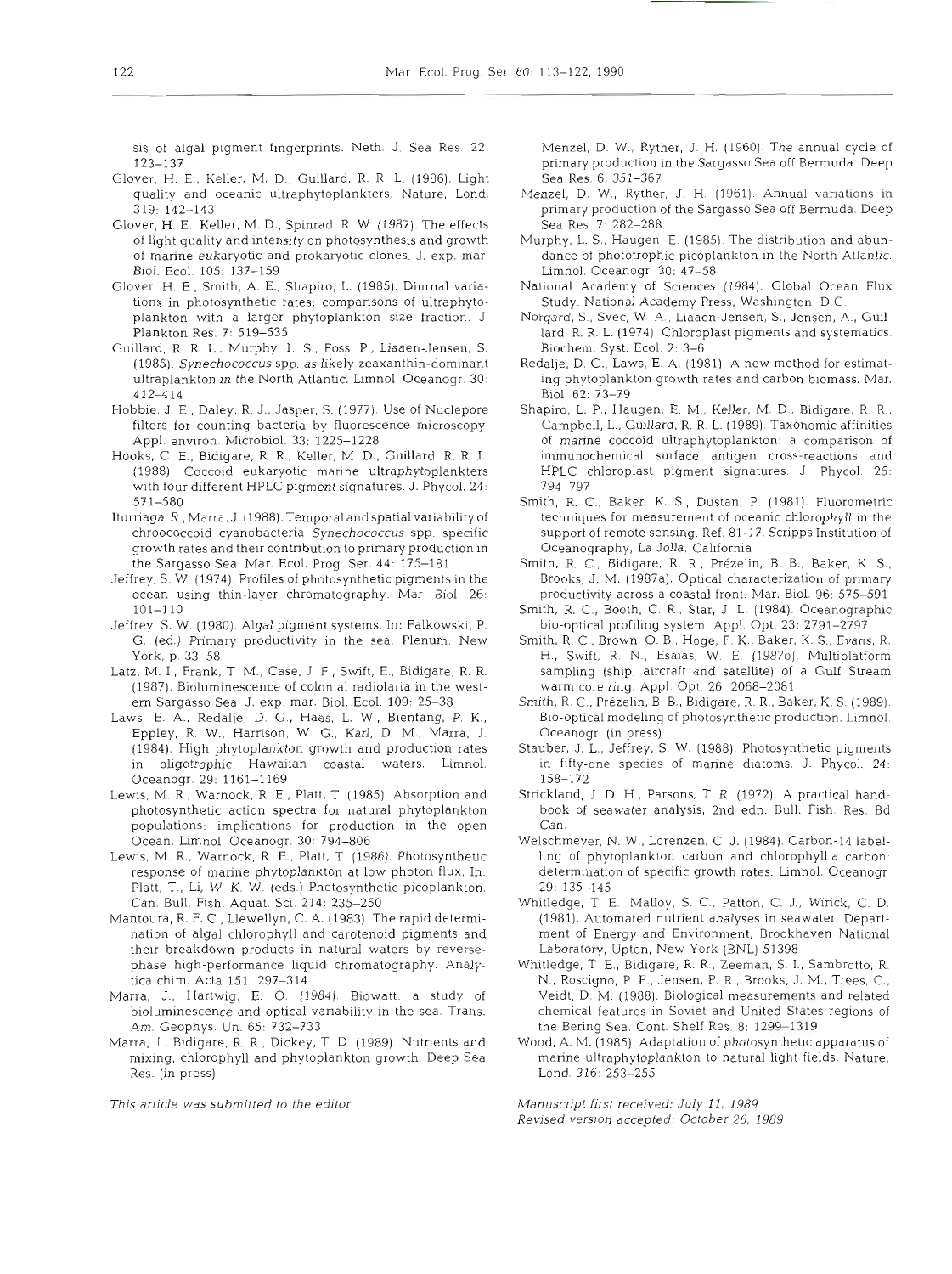sis of algal pigment fingerprints. Neth. J. Sea Res. 22: 123–137

Glover, H. E., Keller, M. D., Guillard, R. R. L. (1986). Light quality and oceanic ultraphytoplankters. Nature, Lond. 319: 142–143

Glover, H. E., Keller, M. D., Spinrad, R. W. (1987). The effects of light quality and intensity on photosynthesis and growth of marine eukaryotic and prokaryotic clones. J. exp. mar. Biol. Ecol. 105: 137–159

Glover, H. E., Smith, A. E., Shapiro, L. (1985). Diurnal variations in photosynthetic rates: comparisons of ultraphytoplankton with a larger phytoplankton size fraction. J. Plankton Res. 7: 519–535

Guillard, R. R. L., Murphy, L. S., Foss, P., Liaaen-Jensen, S. (1985). *Synechococcus* spp. as likely zeaxanthin-dominant ultraplankton in the North Atlantic. Limnol. Oceanogr. 30: 412–414

Hobbie, J. E., Daley, R. J., Jasper, S. (1977). Use of Nuclepore filters for counting bacteria by fluorescence microscopy. Appl. environ. Microbiol. 33: 1225–1228

Hooks, C. E., Bidigare, R. R., Keller, M. D., Guillard, R. R. L. (1988). Coccoid eukaryotic marine ultraphytoplankters with four different HPLC pigment signatures. J. Phycol. 24: 571–580

Iturriaga, R., Marra, J. (1988). Temporal and spatial variability of chroococcoid cyanobacteria *Synechococcus* spp. specific growth rates and their contribution to primary production in the Sargasso Sea. Mar. Ecol. Prog. Ser. 44: 175–181

Jeffrey, S. W. (1974). Profiles of photosynthetic pigments in the ocean using thin-layer chromatography. Mar. Biol. 26: 101–110

Jeffrey, S. W. (1980). Algal pigment systems. In: Falkowski, P. G. (ed.) Primary productivity in the sea. Plenum, New York, p. 33–58

Latz, M. I., Frank, T. M., Case, J. F., Swift, E., Bidigare, R. R. (1987). Bioluminescence of colonial radiolaria in the western Sargasso Sea. J. exp. mar. Biol. Ecol. 109: 25–38

Laws, E. A., Redalje, D. G., Haas, L. W., Bienfang, P. K., Eppley, R. W., Harrison, W. G., Karl, D. M., Marra, J. (1984). High phytoplankton growth and production rates in oligotrophic Hawaiian coastal waters. Limnol. Oceanogr. 29: 1161–1169

Lewis, M. R., Warnock, R. E., Platt, T. (1985). Absorption and photosynthetic action spectra for natural phytoplankton populations: implications for production in the open Ocean. Limnol. Oceanogr. 30: 794–806

Lewis, M. R., Warnock, R. E., Platt, T. (1986). Photosynthetic response of marine phytoplankton at low photon flux. In: Platt, T., Li, W. K. W. (eds.) Photosynthetic picoplankton. Can. Bull. Fish. Aquat. Sci. 214: 235–250

Mantoura, R. F. C., Llewellyn, C. A. (1983). The rapid determination of algal chlorophyll and carotenoid pigments and their breakdown products in natural waters by reverse-phase high-performance liquid chromatography. Analytica chim. Acta 151: 297–314

Marra, J., Hartwig, E. O. (1984). Biowatt: a study of bioluminescence and optical variability in the sea. Trans. Am. Geophys. Un. 65: 732–733

Marra, J., Bidigare, R. R., Dickey, T. D. (1989). Nutrients and mixing, chlorophyll and phytoplankton growth. Deep Sea Res. (in press)

Menzel, D. W., Ryther, J. H. (1960). The annual cycle of primary production in the Sargasso Sea off Bermuda. Deep Sea Res. 6: 351–367

Menzel, D. W., Ryther, J. H. (1961). Annual variations in primary production of the Sargasso Sea off Bermuda. Deep Sea Res. 7: 282–288

Murphy, L. S., Haugen, E. (1985). The distribution and abundance of phototrophic picoplankton in the North Atlantic. Limnol. Oceanogr. 30: 47–58

National Academy of Sciences (1984). Global Ocean Flux Study. National Academy Press, Washington, D.C.

Norgard, S., Svec, W. A., Liaaen-Jensen, S., Jensen, A., Guillard, R. R. L. (1974). Chloroplast pigments and systematics. Biochem. Syst. Ecol. 2: 3–6

Redalje, D. G., Laws, E. A. (1981). A new method for estimating phytoplankton growth rates and carbon biomass. Mar. Biol. 62: 73–79

Shapiro, L. P., Haugen, E. M., Keller, M. D., Bidigare, R. R., Campbell, L., Guillard, R. R. L. (1989). Taxonomic affinities of marine coccoid ultraphytoplankton: a comparison of immunochemical surface antigen cross-reactions and HPLC chloroplast pigment signatures. J. Phycol. 25: 794–797

Smith, R. C., Baker, K. S., Dustan, P. (1981). Fluorometric techniques for measurement of oceanic chlorophyll in the support of remote sensing. Ref. 81-17, Scripps Institution of Oceanography, La Jolla, California

Smith, R. C., Bidigare, R. R., Prézelin, B. B., Baker, K. S., Brooks, J. M. (1987a). Optical characterization of primary productivity across a coastal front. Mar. Biol. 96: 575–591

Smith, R. C., Booth, C. R., Star, J. L. (1984). Oceanographic bio-optical profiling system. Appl. Opt. 23: 2791–2797

Smith, R. C., Brown, O. B., Hoge, F. K., Baker, K. S., Evans, R. H., Swift, R. N., Esaias, W. E. (1987b). Multiplatform sampling (ship, aircraft and satellite) of a Gulf Stream warm core ring. Appl. Opt. 26: 2068–2081

Smith, R. C., Prézelin, B. B., Bidigare, R. R., Baker, K. S. (1989). Bio-optical modeling of photosynthetic production. Limnol. Oceanogr. (in press)

Stauber, J. L., Jeffrey, S. W. (1988). Photosynthetic pigments in fifty-one species of marine diatoms. J. Phycol. 24: 158–172

Strickland, J. D. H., Parsons, T. R. (1972). A practical handbook of seawater analysis, 2nd edn. Bull. Fish. Res. Bd Can.

Welschmeyer, N. W., Lorenzen, C. J. (1984). Carbon-14 labelling of phytoplankton carbon and chlorophyll *a* carbon: determination of specific growth rates. Limnol. Oceanogr. 29: 135–145

Whitledge, T. E., Malloy, S. C., Patton, C. J., Wirick, C. D. (1981). Automated nutrient analyses in seawater. Department of Energy and Environment, Brookhaven National Laboratory, Upton, New York (BNL) 51398

Whitledge, T. E., Bidigare, R. R., Zeeman, S. I., Sambrotto, R. N., Roscigno, P. F., Jensen, P. R., Brooks, J. M., Trees, C., Veidt, D. M. (1988). Biological measurements and related chemical features in Soviet and United States regions of the Bering Sea. Cont. Shelf Res. 8: 1299–1319

Wood, A. M. (1985). Adaptation of photosynthetic apparatus of marine ultraphytoplankton to natural light fields. Nature, Lond. 316: 253–255

*This article was submitted to the editor*

*Manuscript first received: July 11, 1989*
*Revised version accepted: October 26, 1989*